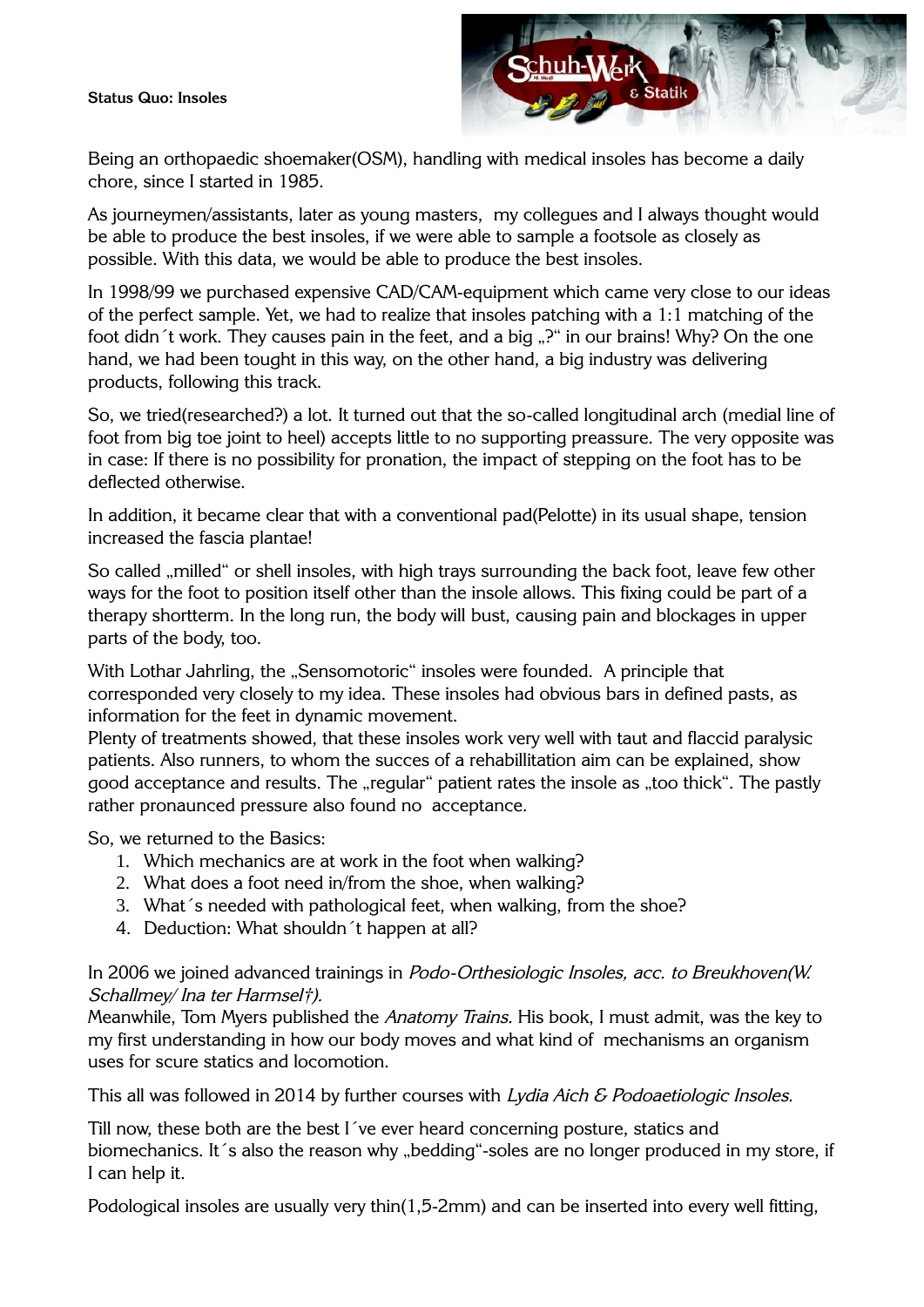**Status Quo: Insoles**

Being an orthopaedic shoemaker(OSM), handling with medical insoles has become a daily chore, since I started in 1985.

As journeymen/assistants, later as young masters, my collegues and I always thought would be able to produce the best insoles, if we were able to sample a footsole as closely as possible. With this data, we would be able to produce the best insoles.

In 1998/99 we purchased expensive CAD/CAM-equipment which came very close to our ideas of the perfect sample. Yet, we had to realize that insoles patching with a 1:1 matching of the foot didn´t work. They causes pain in the feet, and a big „?" in our brains! Why? On the one hand, we had been tought in this way, on the other hand, a big industry was delivering products, following this track.

So, we tried(researched?) a lot. It turned out that the so-called longitudinal arch (medial line of foot from big toe joint to heel) accepts little to no supporting preassure. The very opposite was in case: If there is no possibility for pronation, the impact of stepping on the foot has to be deflected otherwise.

In addition, it became clear that with a conventional pad(Pelotte) in its usual shape, tension increased the fascia plantae!

So called „milled" or shell insoles, with high trays surrounding the back foot, leave few other ways for the foot to position itself other than the insole allows. This fixing could be part of a therapy shortterm. In the long run, the body will bust, causing pain and blockages in upper parts of the body, too.

With Lothar Jahrling, the „Sensomotoric" insoles were founded. A principle that corresponded very closely to my idea. These insoles had obvious bars in defined pasts, as information for the feet in dynamic movement.
Plenty of treatments showed, that these insoles work very well with taut and flaccid paralysic patients. Also runners, to whom the succes of a rehabillitation aim can be explained, show good acceptance and results. The „regular" patient rates the insole as „too thick". The pastly rather pronaunced pressure also found no acceptance.

So, we returned to the Basics:

1. Which mechanics are at work in the foot when walking?
2. What does a foot need in/from the shoe, when walking?
3. What´s needed with pathological feet, when walking, from the shoe?
4. Deduction: What shouldn´t happen at all?

In 2006 we joined advanced trainings in *Podo-Orthesiologic Insoles, acc. to Breukhoven(W. Schallmey/ Ina ter Harmsel†).*
Meanwhile, Tom Myers published the *Anatomy Trains*. His book, I must admit, was the key to my first understanding in how our body moves and what kind of mechanisms an organism uses for scure statics and locomotion.

This all was followed in 2014 by further courses with *Lydia Aich & Podoaetiologic Insoles.*

Till now, these both are the best I´ve ever heard concerning posture, statics and biomechanics. It´s also the reason why „bedding"-soles are no longer produced in my store, if I can help it.

Podological insoles are usually very thin(1,5-2mm) and can be inserted into every well fitting,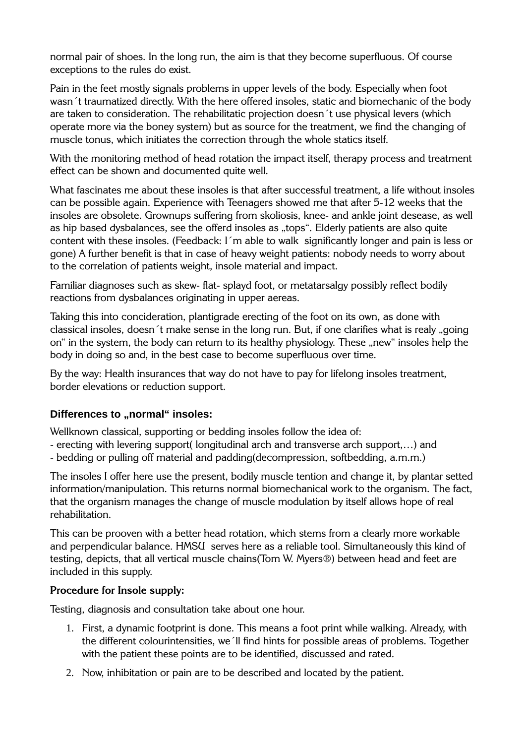normal pair of shoes. In the long run, the aim is that they become superfluous. Of course exceptions to the rules do exist.

Pain in the feet mostly signals problems in upper levels of the body. Especially when foot wasn´t traumatized directly. With the here offered insoles, static and biomechanic of the body are taken to consideration. The rehabilitatic projection doesn´t use physical levers (which operate more via the boney system) but as source for the treatment, we find the changing of muscle tonus, which initiates the correction through the whole statics itself.

With the monitoring method of head rotation the impact itself, therapy process and treatment effect can be shown and documented quite well.

What fascinates me about these insoles is that after successful treatment, a life without insoles can be possible again. Experience with Teenagers showed me that after 5-12 weeks that the insoles are obsolete. Grownups suffering from skoliosis, knee- and ankle joint desease, as well as hip based dysbalances, see the offerd insoles as „tops“. Elderly patients are also quite content with these insoles. (Feedback: I´m able to walk significantly longer and pain is less or gone) A further benefit is that in case of heavy weight patients: nobody needs to worry about to the correlation of patients weight, insole material and impact.

Familiar diagnoses such as skew- flat- splayd foot, or metatarsalgy possibly reflect bodily reactions from dysbalances originating in upper aereas.

Taking this into concideration, plantigrade erecting of the foot on its own, as done with classical insoles, doesn´t make sense in the long run. But, if one clarifies what is realy „going on“ in the system, the body can return to its healthy physiology. These „new“ insoles help the body in doing so and, in the best case to become superfluous over time.

By the way: Health insurances that way do not have to pay for lifelong insoles treatment, border elevations or reduction support.

### Differences to „normal“ insoles:

Wellknown classical, supporting or bedding insoles follow the idea of:
- erecting with levering support( longitudinal arch and transverse arch support,…) and
- bedding or pulling off material and padding(decompression, softbedding, a.m.m.)

The insoles I offer here use the present, bodily muscle tention and change it, by plantar setted information/manipulation. This returns normal biomechanical work to the organism. The fact, that the organism manages the change of muscle modulation by itself allows hope of real rehabilitation.

This can be prooven with a better head rotation, which stems from a clearly more workable and perpendicular balance. HMSU serves here as a reliable tool. Simultaneously this kind of testing, depicts, that all vertical muscle chains(Tom W. Myers®) between head and feet are included in this supply.

**Procedure for Insole supply:**

Testing, diagnosis and consultation take about one hour.

1. First, a dynamic footprint is done. This means a foot print while walking. Already, with the different colourintensities, we´ll find hints for possible areas of problems. Together with the patient these points are to be identified, discussed and rated.
2. Now, inhibitation or pain are to be described and located by the patient.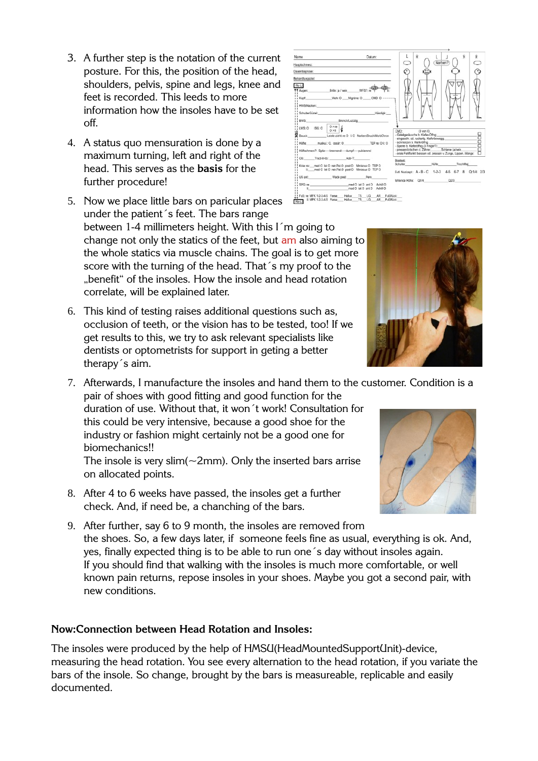3. A further step is the notation of the current posture. For this, the position of the head, shoulders, pelvis, spine and legs, knee and feet is recorded. This leeds to more information how the insoles have to be set off.
4. A status quo mensuration is done by a maximum turning, left and right of the head. This serves as the **basis** for the further procedure!
5. Now we place little bars on paricular places under the patient´s feet. The bars range between 1-4 millimeters height. With this I´m going to change not only the statics of the feet, but am also aiming to the whole statics via muscle chains. The goal is to get more score with the turning of the head. That´s my proof to the „benefit" of the insoles. How the insole and head rotation correlate, will be explained later.
6. This kind of testing raises additional questions such as, occlusion of teeth, or the vision has to be tested, too! If we get results to this, we try to ask relevant specialists like dentists or optometrists for support in geting a better therapy´s aim.
7. Afterwards, I manufacture the insoles and hand them to the customer. Condition is a pair of shoes with good fitting and good function for the duration of use. Without that, it won´t work! Consultation for this could be very intensive, because a good shoe for the industry or fashion might certainly not be a good one for biomechanics!!
   The insole is very slim(~2mm). Only the inserted bars arrise on allocated points.
8. After 4 to 6 weeks have passed, the insoles get a further check. And, if need be, a chanching of the bars.
9. After further, say 6 to 9 month, the insoles are removed from the shoes. So, a few days later, if someone feels fine as usual, everything is ok. And, yes, finally expected thing is to be able to run one´s day without insoles again.
   If you should find that walking with the insoles is much more comfortable, or well known pain returns, repose insoles in your shoes. Maybe you got a second pair, with new conditions.

**Now:Connection between Head Rotation and Insoles:**

The insoles were produced by the help of HMSU(HeadMountedSupportUnit)-device, measuring the head rotation. You see every alternation to the head rotation, if you variate the bars of the insole. So change, brought by the bars is measureable, replicable and easily documented.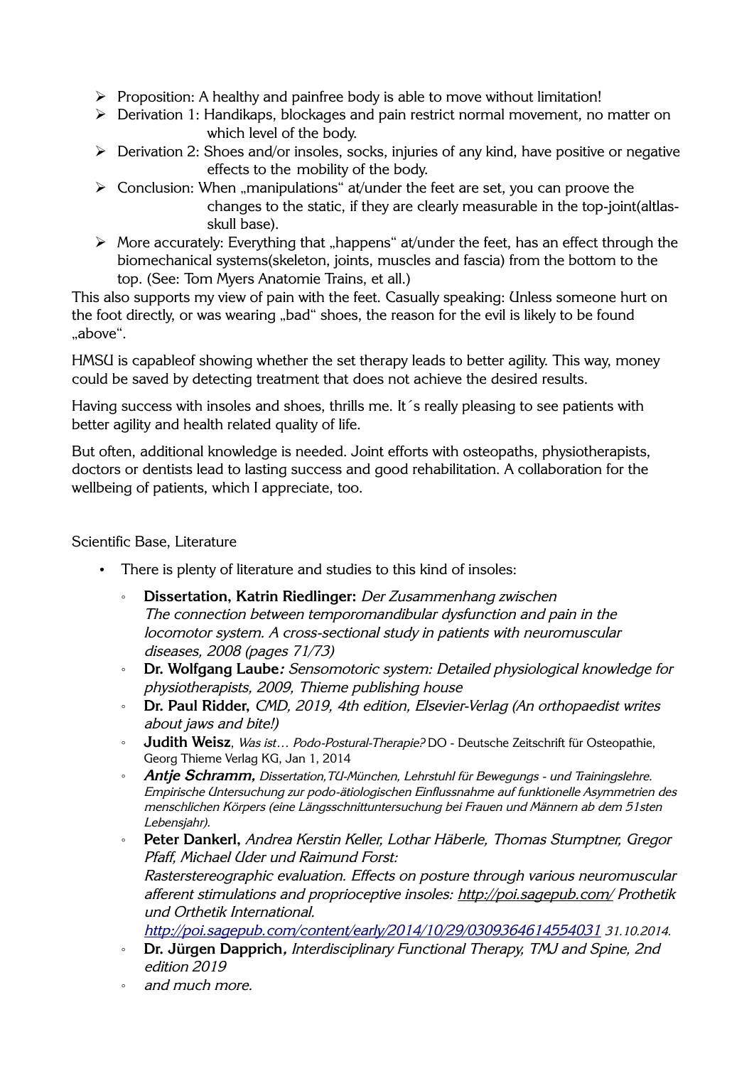- Proposition: A healthy and painfree body is able to move without limitation!
- Derivation 1: Handikaps, blockages and pain restrict normal movement, no matter on which level of the body.
- Derivation 2: Shoes and/or insoles, socks, injuries of any kind, have positive or negative effects to the mobility of the body.
- Conclusion: When „manipulations“ at/under the feet are set, you can proove the changes to the static, if they are clearly measurable in the top-joint(altlas-skull base).
- More accurately: Everything that „happens“ at/under the feet, has an effect through the biomechanical systems(skeleton, joints, muscles and fascia) from the bottom to the top. (See: Tom Myers Anatomie Trains, et all.)

This also supports my view of pain with the feet. Casually speaking: Unless someone hurt on the foot directly, or was wearing „bad“ shoes, the reason for the evil is likely to be found „above“.

HMSU is capableof showing whether the set therapy leads to better agility. This way, money could be saved by detecting treatment that does not achieve the desired results.

Having success with insoles and shoes, thrills me. It´s really pleasing to see patients with better agility and health related quality of life.

But often, additional knowledge is needed. Joint efforts with osteopaths, physiotherapists, doctors or dentists lead to lasting success and good rehabilitation. A collaboration for the wellbeing of patients, which I appreciate, too.

Scientific Base, Literature

- There is plenty of literature and studies to this kind of insoles:
  - **Dissertation, Katrin Riedlinger:** *Der Zusammenhang zwischen The connection between temporomandibular dysfunction and pain in the locomotor system. A cross-sectional study in patients with neuromuscular diseases, 2008 (pages 71/73)*
  - **Dr. Wolfgang Laube*****:*** *Sensomotoric system: Detailed physiological knowledge for physiotherapists, 2009, Thieme publishing house*
  - **Dr. Paul Ridder,** *CMD, 2019, 4th edition, Elsevier-Verlag (An orthopaedist writes about jaws and bite!)*
  - **Judith Weisz**, *Was ist… Podo-Postural-Therapie?* DO - Deutsche Zeitschrift für Osteopathie, Georg Thieme Verlag KG, Jan 1, 2014
  - ***Antje Schramm,*** *Dissertation,TU-München, Lehrstuhl für Bewegungs - und Trainingslehre. Empirische Untersuchung zur podo-ätiologischen Einflussnahme auf funktionelle Asymmetrien des menschlichen Körpers (eine Längsschnittuntersuchung bei Frauen und Männern ab dem 51sten Lebensjahr).*
  - **Peter Dankerl,** *Andrea Kerstin Keller, Lothar Häberle, Thomas Stumptner, Gregor Pfaff, Michael Uder und Raimund Forst: Rasterstereographic evaluation. Effects on posture through various neuromuscular afferent stimulations and proprioceptive insoles: [http://poi.sagepub.com/](http://poi.sagepub.com/) Prothetik und Orthetik International. [http://poi.sagepub.com/content/early/2014/10/29/0309364614554031](http://poi.sagepub.com/content/early/2014/10/29/0309364614554031) 31.10.2014.*
  - **Dr. Jürgen Dapprich*****,*** *Interdisciplinary Functional Therapy, TMJ and Spine, 2nd edition 2019*
  - *and much more.*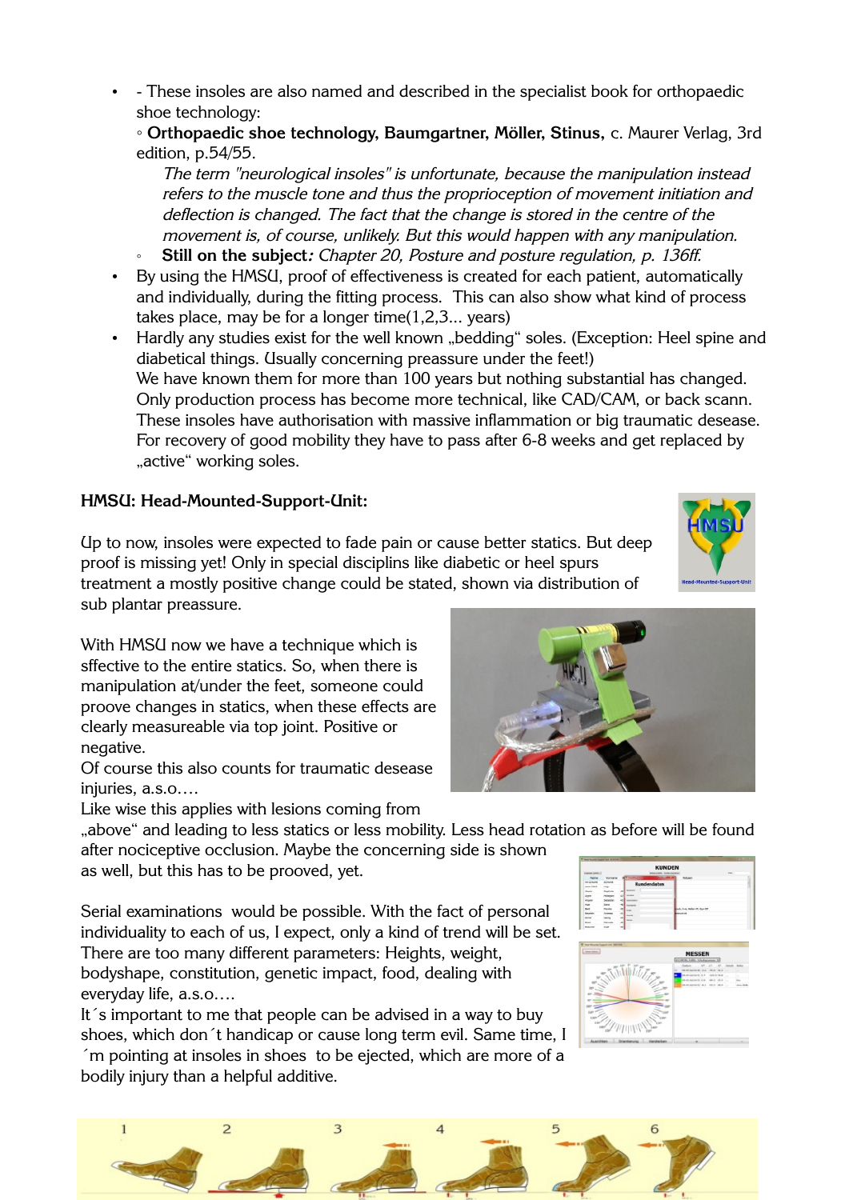- - These insoles are also named and described in the specialist book for orthopaedic shoe technology:
  - **Orthopaedic shoe technology, Baumgartner, Möller, Stinus,** c. Maurer Verlag, 3rd edition, p.54/55.

    *The term "neurological insoles" is unfortunate, because the manipulation instead refers to the muscle tone and thus the proprioception of movement initiation and deflection is changed. The fact that the change is stored in the centre of the movement is, of course, unlikely. But this would happen with any manipulation.*
  - **Still on the subject***: Chapter 20, Posture and posture regulation, p. 136ff.*
- By using the HMSU, proof of effectiveness is created for each patient, automatically and individually, during the fitting process. This can also show what kind of process takes place, may be for a longer time(1,2,3... years)
- Hardly any studies exist for the well known „bedding" soles. (Exception: Heel spine and diabetical things. Usually concerning preassure under the feet!)
  We have known them for more than 100 years but nothing substantial has changed. Only production process has become more technical, like CAD/CAM, or back scann. These insoles have authorisation with massive inflammation or big traumatic desease. For recovery of good mobility they have to pass after 6-8 weeks and get replaced by „active" working soles.

**HMSU: Head-Mounted-Support-Unit:**

Up to now, insoles were expected to fade pain or cause better statics. But deep proof is missing yet! Only in special disciplins like diabetic or heel spurs treatment a mostly positive change could be stated, shown via distribution of sub plantar preassure.

With HMSU now we have a technique which is sffective to the entire statics. So, when there is manipulation at/under the feet, someone could proove changes in statics, when these effects are clearly measureable via top joint. Positive or negative.
Of course this also counts for traumatic desease injuries, a.s.o….
Like wise this applies with lesions coming from „above" and leading to less statics or less mobility. Less head rotation as before will be found after nociceptive occlusion. Maybe the concerning side is shown as well, but this has to be prooved, yet.

Serial examinations would be possible. With the fact of personal individuality to each of us, I expect, only a kind of trend will be set. There are too many different parameters: Heights, weight, bodyshape, constitution, genetic impact, food, dealing with everyday life, a.s.o….
It´s important to me that people can be advised in a way to buy shoes, which don´t handicap or cause long term evil. Same time, I ´m pointing at insoles in shoes to be ejected, which are more of a bodily injury than a helpful additive.